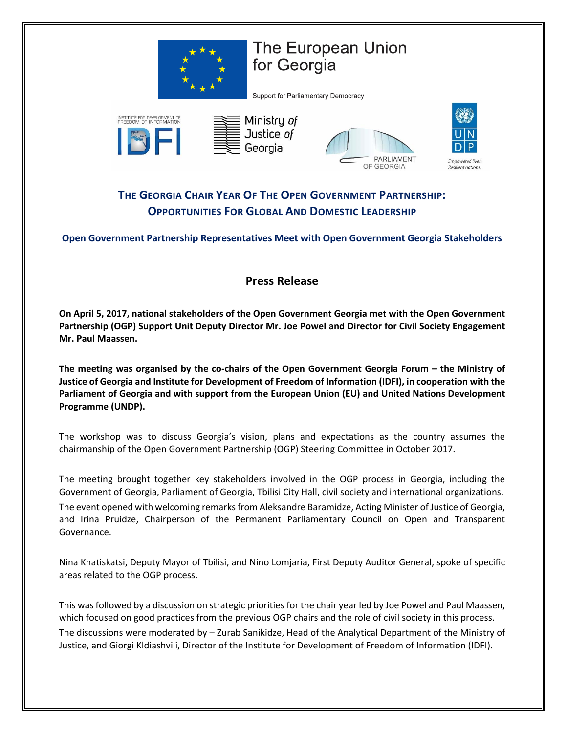The European Union for Georgia

Support for Parliamentary Democracy

INSTITUTE FOR DEVELOPMENT OF FREEDOM OF INFORMATION IDFI

Ministry of Justice of Georgia

PARLIAMENT OF GEORGIA

UNDP Empowered lives. Resilient nations.

## THE GEORGIA CHAIR YEAR OF THE OPEN GOVERNMENT PARTNERSHIP: OPPORTUNITIES FOR GLOBAL AND DOMESTIC LEADERSHIP

### Open Government Partnership Representatives Meet with Open Government Georgia Stakeholders

## Press Release

**On April 5, 2017, national stakeholders of the Open Government Georgia met with the Open Government Partnership (OGP) Support Unit Deputy Director Mr. Joe Powel and Director for Civil Society Engagement Mr. Paul Maassen.**

**The meeting was organised by the co-chairs of the Open Government Georgia Forum – the Ministry of Justice of Georgia and Institute for Development of Freedom of Information (IDFI), in cooperation with the Parliament of Georgia and with support from the European Union (EU) and United Nations Development Programme (UNDP).**

The workshop was to discuss Georgia's vision, plans and expectations as the country assumes the chairmanship of the Open Government Partnership (OGP) Steering Committee in October 2017.

The meeting brought together key stakeholders involved in the OGP process in Georgia, including the Government of Georgia, Parliament of Georgia, Tbilisi City Hall, civil society and international organizations. The event opened with welcoming remarks from Aleksandre Baramidze, Acting Minister of Justice of Georgia, and Irina Pruidze, Chairperson of the Permanent Parliamentary Council on Open and Transparent Governance.

Nina Khatiskatsi, Deputy Mayor of Tbilisi, and Nino Lomjaria, First Deputy Auditor General, spoke of specific areas related to the OGP process.

This was followed by a discussion on strategic priorities for the chair year led by Joe Powel and Paul Maassen, which focused on good practices from the previous OGP chairs and the role of civil society in this process. The discussions were moderated by – Zurab Sanikidze, Head of the Analytical Department of the Ministry of Justice, and Giorgi Kldiashvili, Director of the Institute for Development of Freedom of Information (IDFI).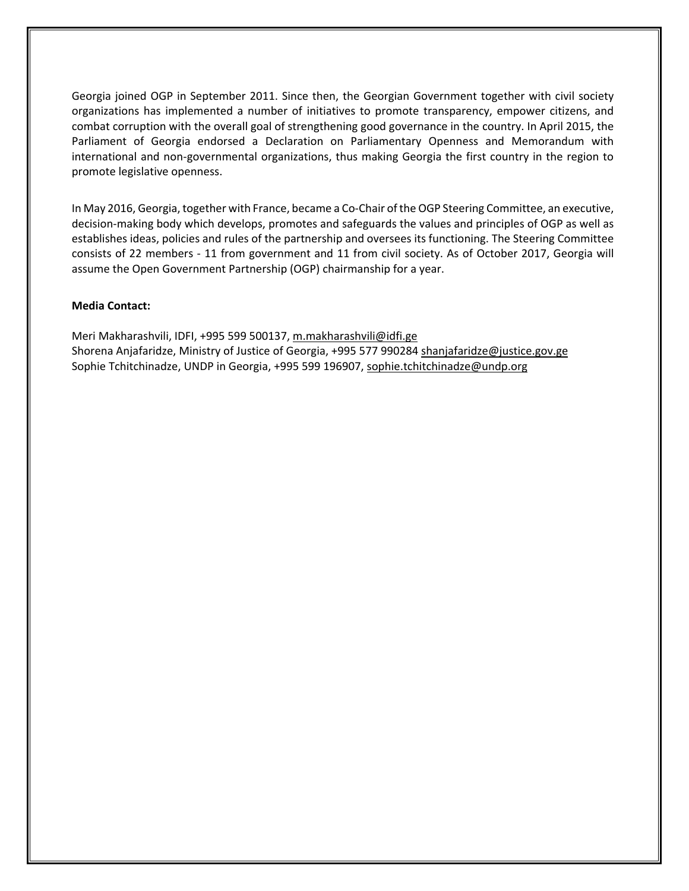Georgia joined OGP in September 2011. Since then, the Georgian Government together with civil society organizations has implemented a number of initiatives to promote transparency, empower citizens, and combat corruption with the overall goal of strengthening good governance in the country. In April 2015, the Parliament of Georgia endorsed a Declaration on Parliamentary Openness and Memorandum with international and non-governmental organizations, thus making Georgia the first country in the region to promote legislative openness.

In May 2016, Georgia, together with France, became a Co-Chair of the OGP Steering Committee, an executive, decision-making body which develops, promotes and safeguards the values and principles of OGP as well as establishes ideas, policies and rules of the partnership and oversees its functioning. The Steering Committee consists of 22 members - 11 from government and 11 from civil society. As of October 2017, Georgia will assume the Open Government Partnership (OGP) chairmanship for a year.

**Media Contact:**

Meri Makharashvili, IDFI, +995 599 500137, m.makharashvili@idfi.ge
Shorena Anjafaridze, Ministry of Justice of Georgia, +995 577 990284 shanjafaridze@justice.gov.ge
Sophie Tchitchinadze, UNDP in Georgia, +995 599 196907, sophie.tchitchinadze@undp.org